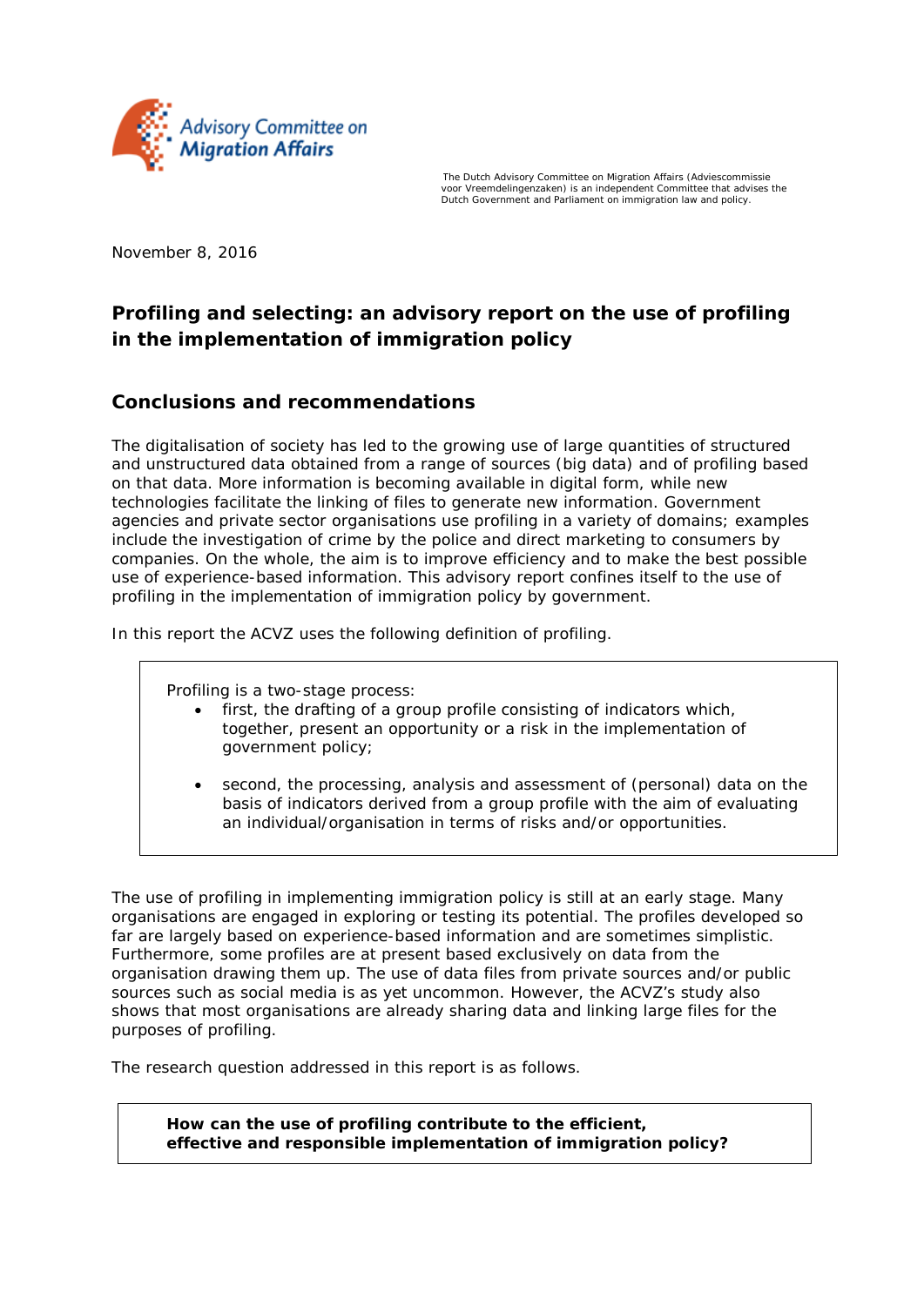Advisory Committee on Migration Affairs

The Dutch Advisory Committee on Migration Affairs (Adviescommissie voor Vreemdelingenzaken) is an independent Committee that advises the Dutch Government and Parliament on immigration law and policy.

November 8, 2016

# Profiling and selecting: an advisory report on the use of profiling in the implementation of immigration policy

## Conclusions and recommendations

The digitalisation of society has led to the growing use of large quantities of structured and unstructured data obtained from a range of sources (big data) and of profiling based on that data. More information is becoming available in digital form, while new technologies facilitate the linking of files to generate new information. Government agencies and private sector organisations use profiling in a variety of domains; examples include the investigation of crime by the police and direct marketing to consumers by companies. On the whole, the aim is to improve efficiency and to make the best possible use of experience-based information. This advisory report confines itself to the use of profiling in the implementation of immigration policy by government.

In this report the ACVZ uses the following definition of profiling.

> Profiling is a two-stage process:
>
> - first, the drafting of a group profile consisting of indicators which, together, present an opportunity or a risk in the implementation of government policy;
> - second, the processing, analysis and assessment of (personal) data on the basis of indicators derived from a group profile with the aim of evaluating an individual/organisation in terms of risks and/or opportunities.

The use of profiling in implementing immigration policy is still at an early stage. Many organisations are engaged in exploring or testing its potential. The profiles developed so far are largely based on experience-based information and are sometimes simplistic. Furthermore, some profiles are at present based exclusively on data from the organisation drawing them up. The use of data files from private sources and/or public sources such as social media is as yet uncommon. However, the ACVZ's study also shows that most organisations are already sharing data and linking large files for the purposes of profiling.

The research question addressed in this report is as follows.

> **How can the use of profiling contribute to the efficient, effective and responsible implementation of immigration policy?**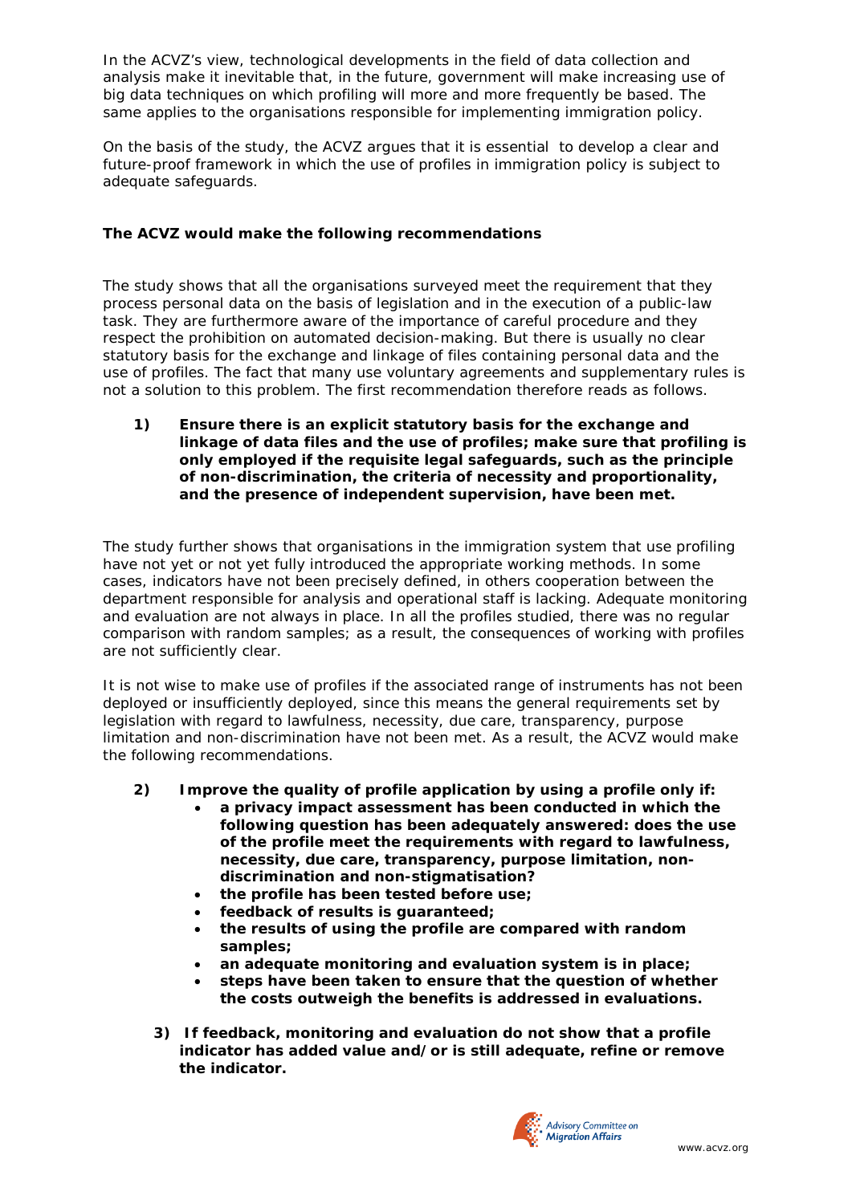In the ACVZ's view, technological developments in the field of data collection and analysis make it inevitable that, in the future, government will make increasing use of big data techniques on which profiling will more and more frequently be based. The same applies to the organisations responsible for implementing immigration policy.

On the basis of the study, the ACVZ argues that it is essential to develop a clear and future-proof framework in which the use of profiles in immigration policy is subject to adequate safeguards.

**The ACVZ would make the following recommendations**

The study shows that all the organisations surveyed meet the requirement that they process personal data on the basis of legislation and in the execution of a public-law task. They are furthermore aware of the importance of careful procedure and they respect the prohibition on automated decision-making. But there is usually no clear statutory basis for the exchange and linkage of files containing personal data and the use of profiles. The fact that many use voluntary agreements and supplementary rules is not a solution to this problem. The first recommendation therefore reads as follows.

1) **Ensure there is an explicit statutory basis for the exchange and linkage of data files and the use of profiles; make sure that profiling is only employed if the requisite legal safeguards, such as the principle of non-discrimination, the criteria of necessity and proportionality, and the presence of independent supervision, have been met.**

The study further shows that organisations in the immigration system that use profiling have not yet or not yet fully introduced the appropriate working methods. In some cases, indicators have not been precisely defined, in others cooperation between the department responsible for analysis and operational staff is lacking. Adequate monitoring and evaluation are not always in place. In all the profiles studied, there was no regular comparison with random samples; as a result, the consequences of working with profiles are not sufficiently clear.

It is not wise to make use of profiles if the associated range of instruments has not been deployed or insufficiently deployed, since this means the general requirements set by legislation with regard to lawfulness, necessity, due care, transparency, purpose limitation and non-discrimination have not been met. As a result, the ACVZ would make the following recommendations.

2) **Improve the quality of profile application by using a profile only if:**
   - **a privacy impact assessment has been conducted in which the following question has been adequately answered: does the use of the profile meet the requirements with regard to lawfulness, necessity, due care, transparency, purpose limitation, non-discrimination and non-stigmatisation?**
   - **the profile has been tested before use;**
   - **feedback of results is guaranteed;**
   - **the results of using the profile are compared with random samples;**
   - **an adequate monitoring and evaluation system is in place;**
   - **steps have been taken to ensure that the question of whether the costs outweigh the benefits is addressed in evaluations.**

3) **If feedback, monitoring and evaluation do not show that a profile indicator has added value and/or is still adequate, refine or remove the indicator.**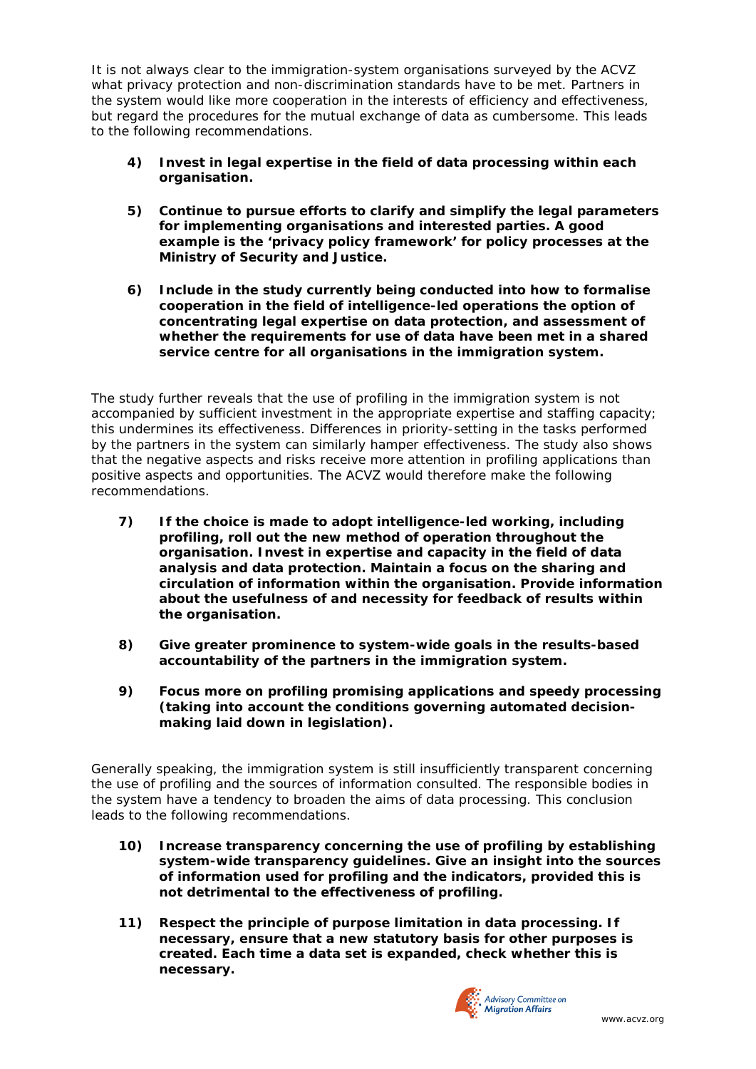It is not always clear to the immigration-system organisations surveyed by the ACVZ what privacy protection and non-discrimination standards have to be met. Partners in the system would like more cooperation in the interests of efficiency and effectiveness, but regard the procedures for the mutual exchange of data as cumbersome. This leads to the following recommendations.

4) **Invest in legal expertise in the field of data processing within each organisation.**

5) **Continue to pursue efforts to clarify and simplify the legal parameters for implementing organisations and interested parties. A good example is the 'privacy policy framework' for policy processes at the Ministry of Security and Justice.**

6) **Include in the study currently being conducted into how to formalise cooperation in the field of intelligence-led operations the option of concentrating legal expertise on data protection, and assessment of whether the requirements for use of data have been met in a shared service centre for all organisations in the immigration system.**

The study further reveals that the use of profiling in the immigration system is not accompanied by sufficient investment in the appropriate expertise and staffing capacity; this undermines its effectiveness. Differences in priority-setting in the tasks performed by the partners in the system can similarly hamper effectiveness. The study also shows that the negative aspects and risks receive more attention in profiling applications than positive aspects and opportunities. The ACVZ would therefore make the following recommendations.

7) **If the choice is made to adopt intelligence-led working, including profiling, roll out the new method of operation throughout the organisation. Invest in expertise and capacity in the field of data analysis and data protection. Maintain a focus on the sharing and circulation of information within the organisation. Provide information about the usefulness of and necessity for feedback of results within the organisation.**

8) **Give greater prominence to system-wide goals in the results-based accountability of the partners in the immigration system.**

9) **Focus more on profiling promising applications and speedy processing (taking into account the conditions governing automated decision-making laid down in legislation).**

Generally speaking, the immigration system is still insufficiently transparent concerning the use of profiling and the sources of information consulted. The responsible bodies in the system have a tendency to broaden the aims of data processing. This conclusion leads to the following recommendations.

10) **Increase transparency concerning the use of profiling by establishing system-wide transparency guidelines. Give an insight into the sources of information used for profiling and the indicators, provided this is not detrimental to the effectiveness of profiling.**

11) **Respect the principle of purpose limitation in data processing. If necessary, ensure that a new statutory basis for other purposes is created. Each time a data set is expanded, check whether this is necessary.**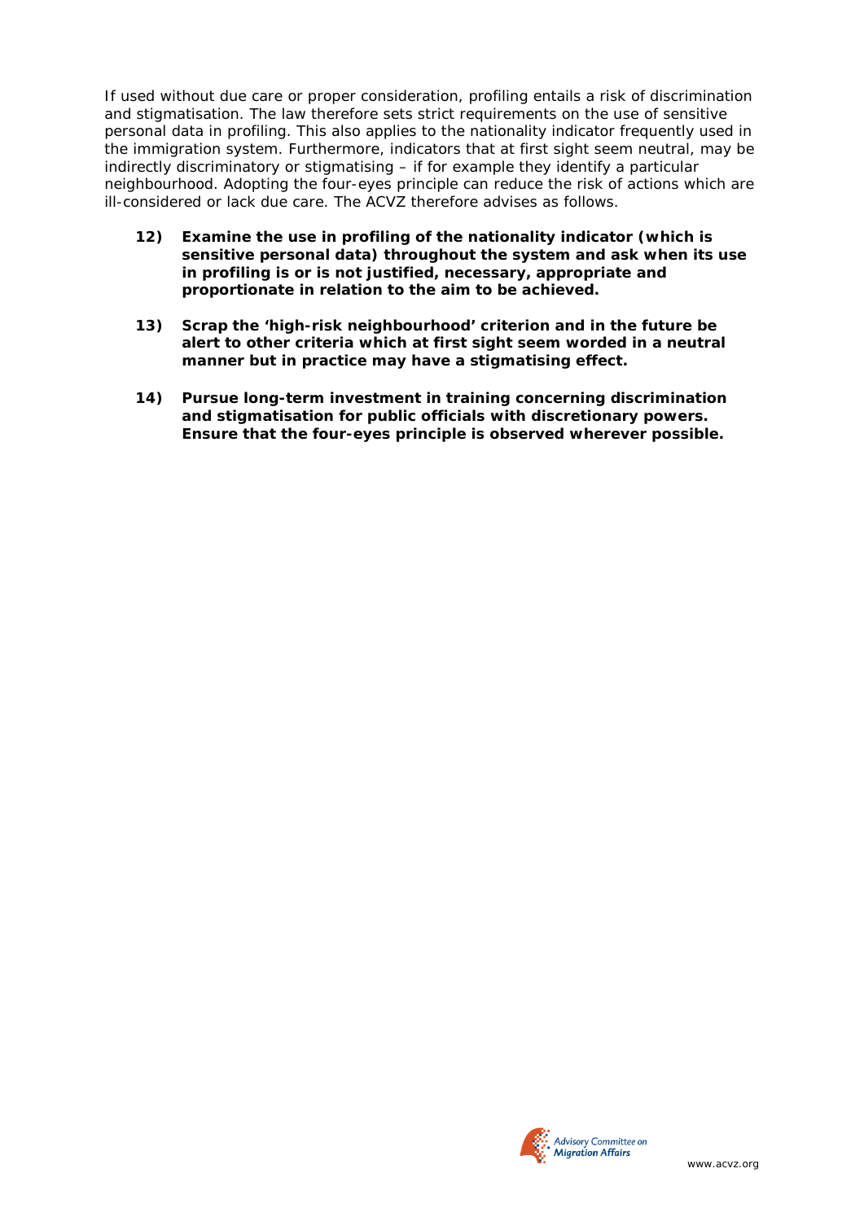If used without due care or proper consideration, profiling entails a risk of discrimination and stigmatisation. The law therefore sets strict requirements on the use of sensitive personal data in profiling. This also applies to the nationality indicator frequently used in the immigration system. Furthermore, indicators that at first sight seem neutral, may be indirectly discriminatory or stigmatising – if for example they identify a particular neighbourhood. Adopting the four-eyes principle can reduce the risk of actions which are ill-considered or lack due care. The ACVZ therefore advises as follows.

12) **Examine the use in profiling of the nationality indicator (which is sensitive personal data) throughout the system and ask when its use in profiling is or is not justified, necessary, appropriate and proportionate in relation to the aim to be achieved.**

13) **Scrap the 'high-risk neighbourhood' criterion and in the future be alert to other criteria which at first sight seem worded in a neutral manner but in practice may have a stigmatising effect.**

14) **Pursue long-term investment in training concerning discrimination and stigmatisation for public officials with discretionary powers. Ensure that the four-eyes principle is observed wherever possible.**